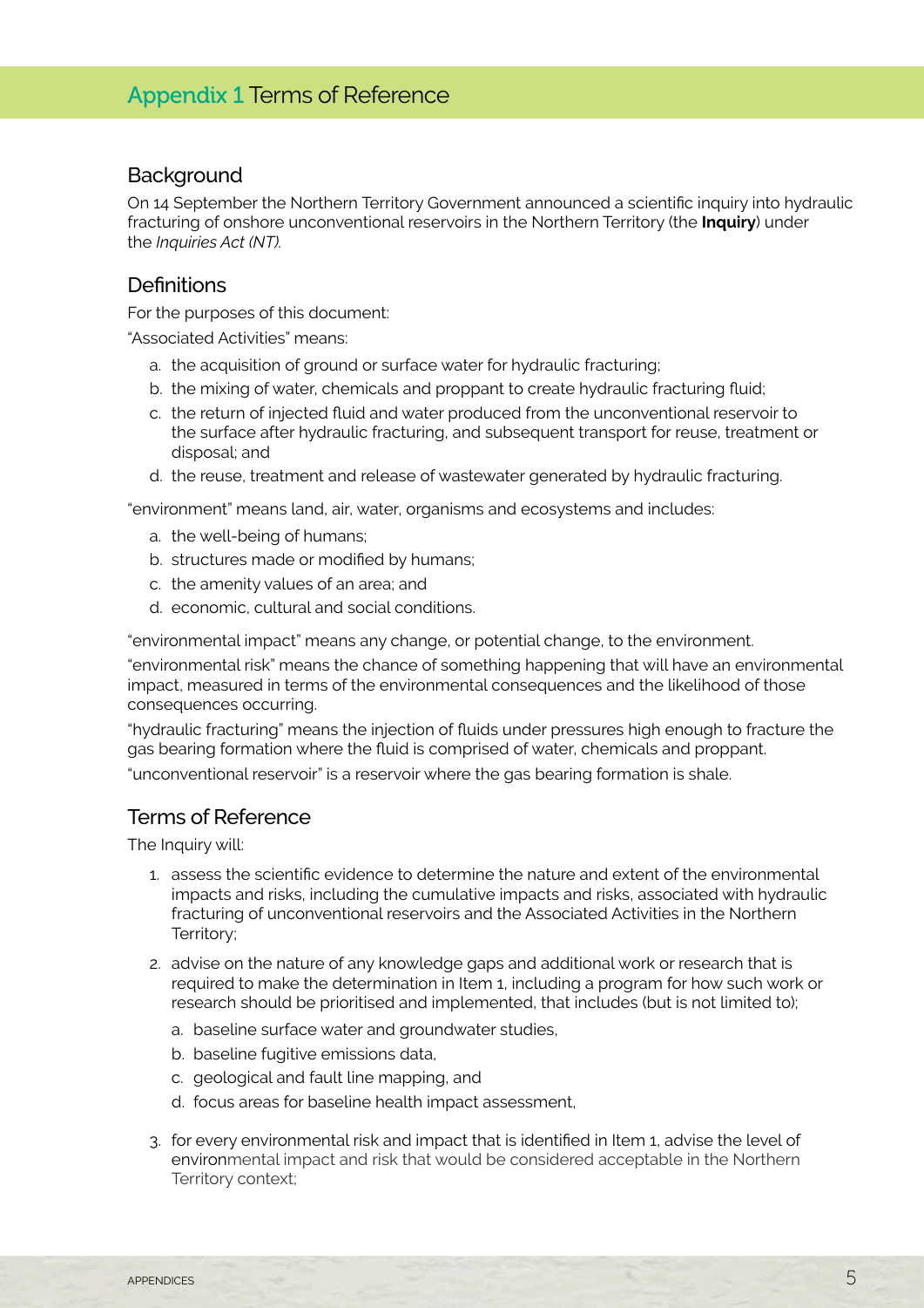# Appendix 1 Terms of Reference

## Background

On 14 September the Northern Territory Government announced a scientific inquiry into hydraulic fracturing of onshore unconventional reservoirs in the Northern Territory (the **Inquiry**) under the *Inquiries Act (NT).*

## Definitions

For the purposes of this document:

"Associated Activities" means:

a. the acquisition of ground or surface water for hydraulic fracturing;
b. the mixing of water, chemicals and proppant to create hydraulic fracturing fluid;
c. the return of injected fluid and water produced from the unconventional reservoir to the surface after hydraulic fracturing, and subsequent transport for reuse, treatment or disposal; and
d. the reuse, treatment and release of wastewater generated by hydraulic fracturing.

"environment" means land, air, water, organisms and ecosystems and includes:

a. the well-being of humans;
b. structures made or modified by humans;
c. the amenity values of an area; and
d. economic, cultural and social conditions.

"environmental impact" means any change, or potential change, to the environment.

"environmental risk" means the chance of something happening that will have an environmental impact, measured in terms of the environmental consequences and the likelihood of those consequences occurring.

"hydraulic fracturing" means the injection of fluids under pressures high enough to fracture the gas bearing formation where the fluid is comprised of water, chemicals and proppant.

"unconventional reservoir" is a reservoir where the gas bearing formation is shale.

## Terms of Reference

The Inquiry will:

1. assess the scientific evidence to determine the nature and extent of the environmental impacts and risks, including the cumulative impacts and risks, associated with hydraulic fracturing of unconventional reservoirs and the Associated Activities in the Northern Territory;
2. advise on the nature of any knowledge gaps and additional work or research that is required to make the determination in Item 1, including a program for how such work or research should be prioritised and implemented, that includes (but is not limited to);
   a. baseline surface water and groundwater studies,
   b. baseline fugitive emissions data,
   c. geological and fault line mapping, and
   d. focus areas for baseline health impact assessment,
3. for every environmental risk and impact that is identified in Item 1, advise the level of environmental impact and risk that would be considered acceptable in the Northern Territory context;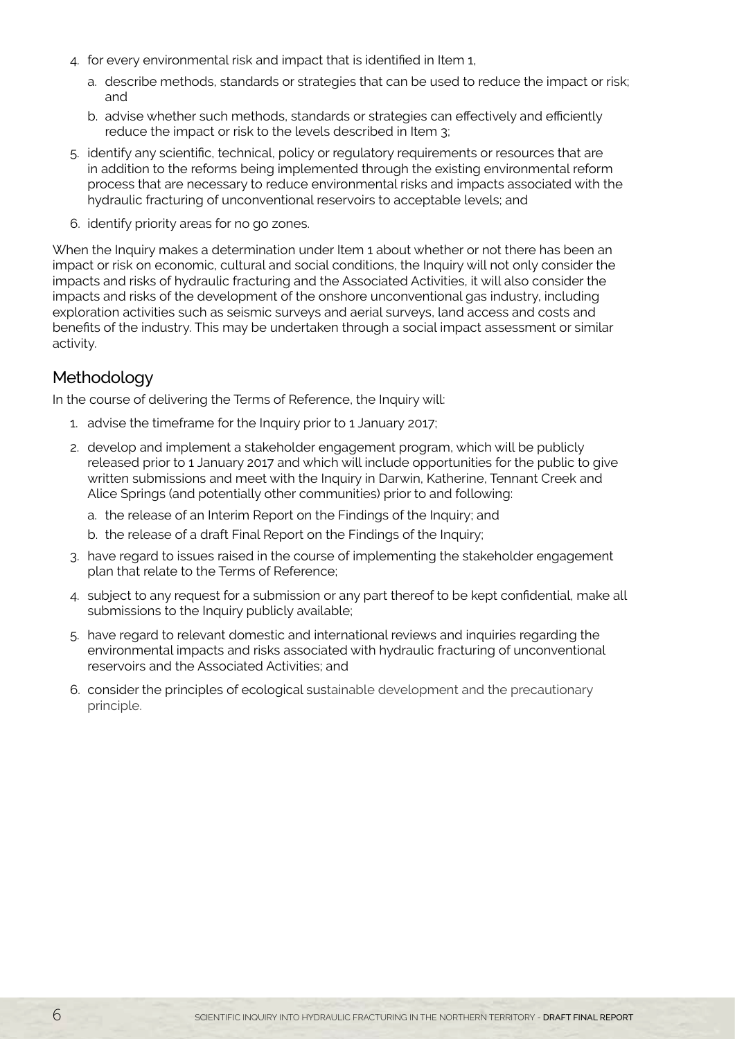4. for every environmental risk and impact that is identified in Item 1,
   a. describe methods, standards or strategies that can be used to reduce the impact or risk; and
   b. advise whether such methods, standards or strategies can effectively and efficiently reduce the impact or risk to the levels described in Item 3;
5. identify any scientific, technical, policy or regulatory requirements or resources that are in addition to the reforms being implemented through the existing environmental reform process that are necessary to reduce environmental risks and impacts associated with the hydraulic fracturing of unconventional reservoirs to acceptable levels; and
6. identify priority areas for no go zones.

When the Inquiry makes a determination under Item 1 about whether or not there has been an impact or risk on economic, cultural and social conditions, the Inquiry will not only consider the impacts and risks of hydraulic fracturing and the Associated Activities, it will also consider the impacts and risks of the development of the onshore unconventional gas industry, including exploration activities such as seismic surveys and aerial surveys, land access and costs and benefits of the industry. This may be undertaken through a social impact assessment or similar activity.

## Methodology

In the course of delivering the Terms of Reference, the Inquiry will:

1. advise the timeframe for the Inquiry prior to 1 January 2017;
2. develop and implement a stakeholder engagement program, which will be publicly released prior to 1 January 2017 and which will include opportunities for the public to give written submissions and meet with the Inquiry in Darwin, Katherine, Tennant Creek and Alice Springs (and potentially other communities) prior to and following:
   a. the release of an Interim Report on the Findings of the Inquiry; and
   b. the release of a draft Final Report on the Findings of the Inquiry;
3. have regard to issues raised in the course of implementing the stakeholder engagement plan that relate to the Terms of Reference;
4. subject to any request for a submission or any part thereof to be kept confidential, make all submissions to the Inquiry publicly available;
5. have regard to relevant domestic and international reviews and inquiries regarding the environmental impacts and risks associated with hydraulic fracturing of unconventional reservoirs and the Associated Activities; and
6. consider the principles of ecological sustainable development and the precautionary principle.